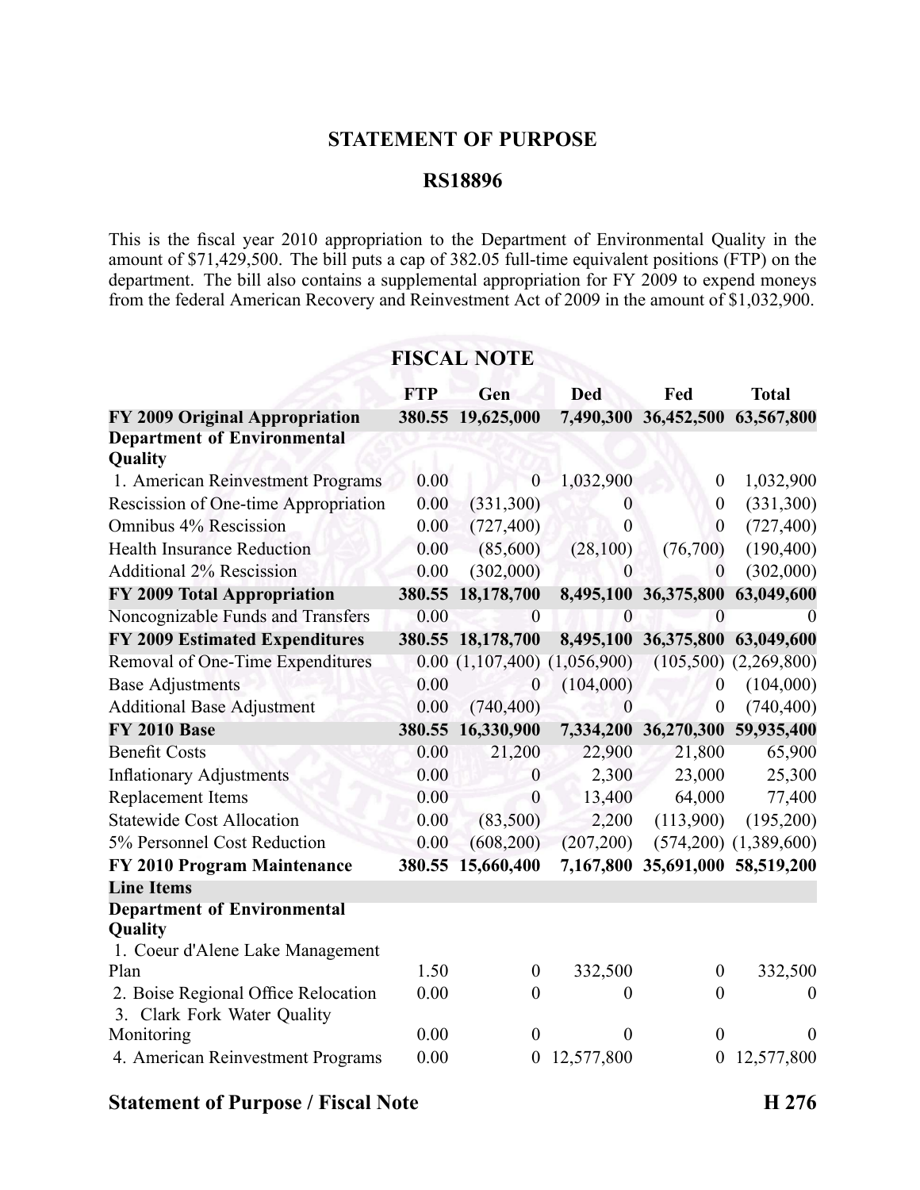# STATEMENT OF PURPOSE

## RS18896

This is the fiscal year 2010 appropriation to the Department of Environmental Quality in the amount of $71,429,500. The bill puts a cap of 382.05 full-time equivalent positions (FTP) on the department. The bill also contains a supplemental appropriation for FY 2009 to expend moneys from the federal American Recovery and Reinvestment Act of 2009 in the amount of $1,032,900.

## FISCAL NOTE

| | FTP | Gen | Ded | Fed | Total |
|---|---|---|---|---|---|
| **FY 2009 Original Appropriation** | **380.55** | **19,625,000** | **7,490,300** | **36,452,500** | **63,567,800** |
| **Department of Environmental Quality** | | | | | |
| 1. American Reinvestment Programs | 0.00 | 0 | 1,032,900 | 0 | 1,032,900 |
| Rescission of One-time Appropriation | 0.00 | (331,300) | 0 | 0 | (331,300) |
| Omnibus 4% Rescission | 0.00 | (727,400) | 0 | 0 | (727,400) |
| Health Insurance Reduction | 0.00 | (85,600) | (28,100) | (76,700) | (190,400) |
| Additional 2% Rescission | 0.00 | (302,000) | 0 | 0 | (302,000) |
| **FY 2009 Total Appropriation** | **380.55** | **18,178,700** | **8,495,100** | **36,375,800** | **63,049,600** |
| Noncognizable Funds and Transfers | 0.00 | 0 | 0 | 0 | 0 |
| **FY 2009 Estimated Expenditures** | **380.55** | **18,178,700** | **8,495,100** | **36,375,800** | **63,049,600** |
| Removal of One-Time Expenditures | 0.00 | (1,107,400) | (1,056,900) | (105,500) | (2,269,800) |
| Base Adjustments | 0.00 | 0 | (104,000) | 0 | (104,000) |
| Additional Base Adjustment | 0.00 | (740,400) | 0 | 0 | (740,400) |
| **FY 2010 Base** | **380.55** | **16,330,900** | **7,334,200** | **36,270,300** | **59,935,400** |
| Benefit Costs | 0.00 | 21,200 | 22,900 | 21,800 | 65,900 |
| Inflationary Adjustments | 0.00 | 0 | 2,300 | 23,000 | 25,300 |
| Replacement Items | 0.00 | 0 | 13,400 | 64,000 | 77,400 |
| Statewide Cost Allocation | 0.00 | (83,500) | 2,200 | (113,900) | (195,200) |
| 5% Personnel Cost Reduction | 0.00 | (608,200) | (207,200) | (574,200) | (1,389,600) |
| **FY 2010 Program Maintenance** | **380.55** | **15,660,400** | **7,167,800** | **35,691,000** | **58,519,200** |
| **Line Items** | | | | | |
| **Department of Environmental Quality** | | | | | |
| 1. Coeur d'Alene Lake Management Plan | 1.50 | 0 | 332,500 | 0 | 332,500 |
| 2. Boise Regional Office Relocation | 0.00 | 0 | 0 | 0 | 0 |
| 3. Clark Fork Water Quality Monitoring | 0.00 | 0 | 0 | 0 | 0 |
| 4. American Reinvestment Programs | 0.00 | 0 | 12,577,800 | 0 | 12,577,800 |

**Statement of Purpose / Fiscal Note** **H 276**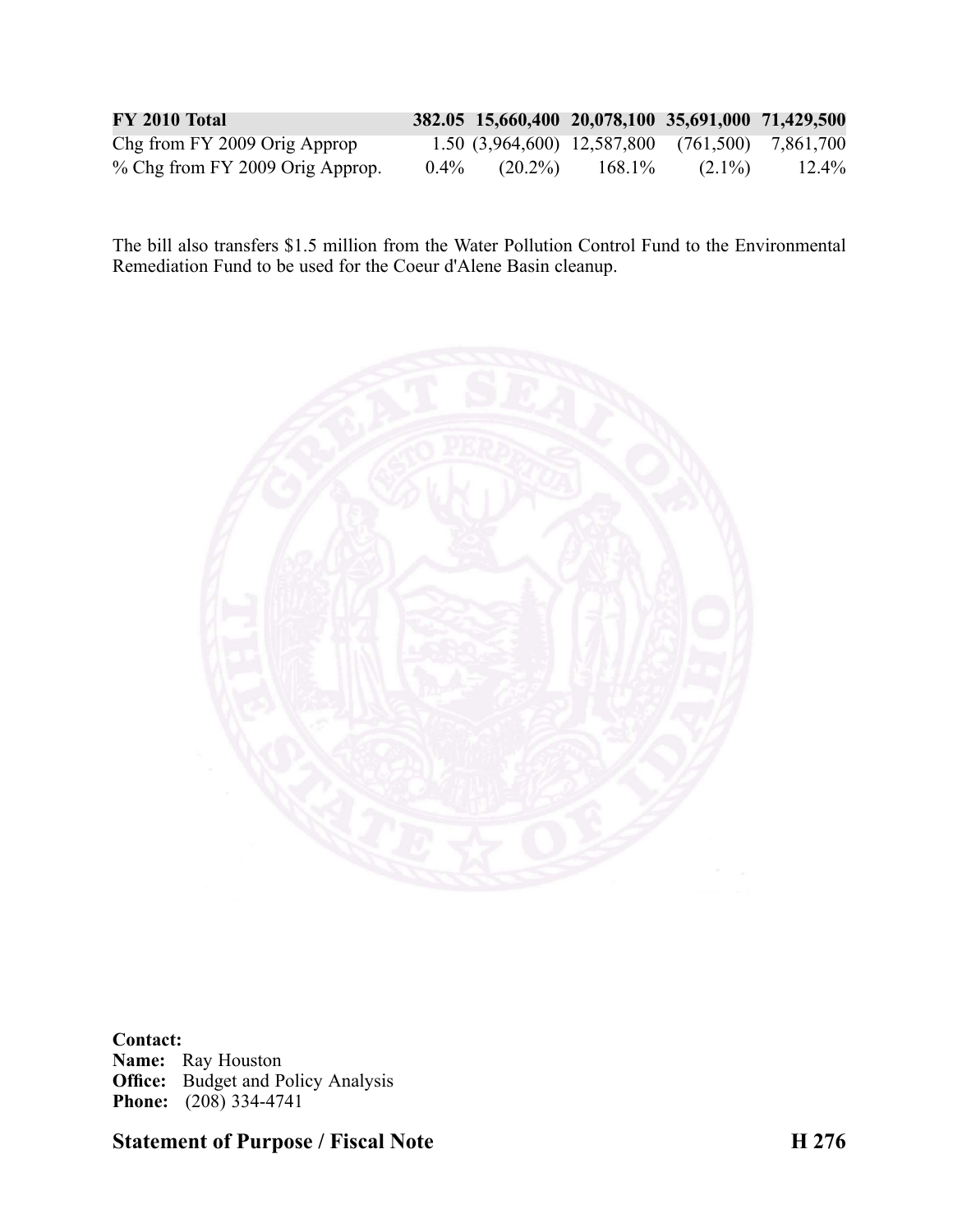| | | | | | |
|---|---|---|---|---|---|
| **FY 2010 Total** | **382.05** | **15,660,400** | **20,078,100** | **35,691,000** | **71,429,500** |
| Chg from FY 2009 Orig Approp | 1.50 | (3,964,600) | 12,587,800 | (761,500) | 7,861,700 |
| % Chg from FY 2009 Orig Approp. | 0.4% | (20.2%) | 168.1% | (2.1%) | 12.4% |

The bill also transfers $1.5 million from the Water Pollution Control Fund to the Environmental Remediation Fund to be used for the Coeur d'Alene Basin cleanup.

**Contact:**
**Name:** Ray Houston
**Office:** Budget and Policy Analysis
**Phone:** (208) 334-4741

## Statement of Purpose / Fiscal Note H 276